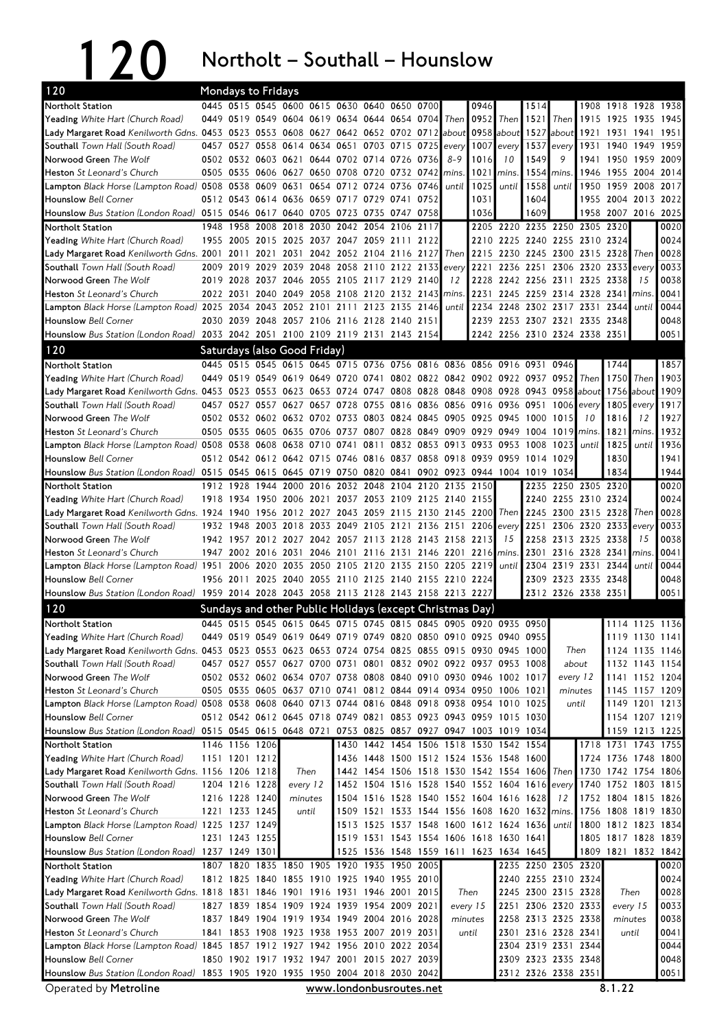# 120 Northolt – Southall – Hounslow

## Mondays to Fridays

| Stop | | | | | | | | | | | | | | | | | |
|---|---|---|---|---|---|---|---|---|---|---|---|---|---|---|---|---|---|
| Northolt Station | 0445 | 0515 | 0545 | 0600 | 0615 | 0630 | 0640 | 0650 | 0700 | | 0946 | | 1514 | | 1908 | 1918 | 1928 | 1938 |
| Yeading *White Hart (Church Road)* | 0449 | 0519 | 0549 | 0604 | 0619 | 0634 | 0644 | 0654 | 0704 | Then | 0952 | Then | 1521 | Then | 1915 | 1925 | 1935 | 1945 |
| Lady Margaret Road *Kenilworth Gdns.* | 0453 | 0523 | 0553 | 0608 | 0627 | 0642 | 0652 | 0702 | 0712 | about | 0958 | about | 1527 | about | 1921 | 1931 | 1941 | 1951 |
| Southall *Town Hall (South Road)* | 0457 | 0527 | 0558 | 0614 | 0634 | 0651 | 0703 | 0715 | 0725 | every | 1007 | every | 1537 | every | 1931 | 1940 | 1949 | 1959 |
| Norwood Green *The Wolf* | 0502 | 0532 | 0603 | 0621 | 0644 | 0702 | 0714 | 0726 | 0736 | 8-9 | 1016 | 10 | 1549 | 9 | 1941 | 1950 | 1959 | 2009 |
| Heston *St Leonard's Church* | 0505 | 0535 | 0606 | 0627 | 0650 | 0708 | 0720 | 0732 | 0742 | mins. | 1021 | mins. | 1554 | mins. | 1946 | 1955 | 2004 | 2014 |
| Lampton *Black Horse (Lampton Road)* | 0508 | 0538 | 0609 | 0631 | 0654 | 0712 | 0724 | 0736 | 0746 | until | 1025 | until | 1558 | until | 1950 | 1959 | 2008 | 2017 |
| Hounslow *Bell Corner* | 0512 | 0543 | 0614 | 0636 | 0659 | 0717 | 0729 | 0741 | 0752 | | 1031 | | 1604 | | 1955 | 2004 | 2013 | 2022 |
| Hounslow *Bus Station (London Road)* | 0515 | 0546 | 0617 | 0640 | 0705 | 0723 | 0735 | 0747 | 0758 | | 1036 | | 1609 | | 1958 | 2007 | 2016 | 2025 |

| Stop | | | | | | | | | | | | | | | | | |
|---|---|---|---|---|---|---|---|---|---|---|---|---|---|---|---|---|---|
| Northolt Station | 1948 | 1958 | 2008 | 2018 | 2030 | 2042 | 2054 | 2106 | 2117 | | 2205 | 2220 | 2235 | 2250 | 2305 | 2320 | | 0020 |
| Yeading *White Hart (Church Road)* | 1955 | 2005 | 2015 | 2025 | 2037 | 2047 | 2059 | 2111 | 2122 | | 2210 | 2225 | 2240 | 2255 | 2310 | 2324 | | 0024 |
| Lady Margaret Road *Kenilworth Gdns.* | 2001 | 2011 | 2021 | 2031 | 2042 | 2052 | 2104 | 2116 | 2127 | Then | 2215 | 2230 | 2245 | 2300 | 2315 | 2328 | Then | 0028 |
| Southall *Town Hall (South Road)* | 2009 | 2019 | 2029 | 2039 | 2048 | 2058 | 2110 | 2122 | 2133 | every | 2221 | 2236 | 2251 | 2306 | 2320 | 2333 | every | 0033 |
| Norwood Green *The Wolf* | 2019 | 2028 | 2037 | 2046 | 2055 | 2105 | 2117 | 2129 | 2140 | 12 | 2228 | 2242 | 2256 | 2311 | 2325 | 2338 | 15 | 0038 |
| Heston *St Leonard's Church* | 2022 | 2031 | 2040 | 2049 | 2058 | 2108 | 2120 | 2132 | 2143 | mins. | 2231 | 2245 | 2259 | 2314 | 2328 | 2341 | mins. | 0041 |
| Lampton *Black Horse (Lampton Road)* | 2025 | 2034 | 2043 | 2052 | 2101 | 2111 | 2123 | 2135 | 2146 | until | 2234 | 2248 | 2302 | 2317 | 2331 | 2344 | until | 0044 |
| Hounslow *Bell Corner* | 2030 | 2039 | 2048 | 2057 | 2106 | 2116 | 2128 | 2140 | 2151 | | 2239 | 2253 | 2307 | 2321 | 2335 | 2348 | | 0048 |
| Hounslow *Bus Station (London Road)* | 2033 | 2042 | 2051 | 2100 | 2109 | 2119 | 2131 | 2143 | 2154 | | 2242 | 2256 | 2310 | 2324 | 2338 | 2351 | | 0051 |

## Saturdays (also Good Friday)

| Stop | | | | | | | | | | | | | | | | | | |
|---|---|---|---|---|---|---|---|---|---|---|---|---|---|---|---|---|---|---|
| Northolt Station | 0445 | 0515 | 0545 | 0615 | 0645 | 0715 | 0736 | 0756 | 0816 | 0836 | 0856 | 0916 | 0931 | 0946 | | 1744 | | 1857 |
| Yeading *White Hart (Church Road)* | 0449 | 0519 | 0549 | 0619 | 0649 | 0720 | 0741 | 0802 | 0822 | 0842 | 0902 | 0922 | 0937 | 0952 | Then | 1750 | Then | 1903 |
| Lady Margaret Road *Kenilworth Gdns.* | 0453 | 0523 | 0553 | 0623 | 0653 | 0724 | 0747 | 0808 | 0828 | 0848 | 0908 | 0928 | 0943 | 0958 | about | 1756 | about | 1909 |
| Southall *Town Hall (South Road)* | 0457 | 0527 | 0557 | 0627 | 0657 | 0728 | 0755 | 0816 | 0836 | 0856 | 0916 | 0936 | 0951 | 1006 | every | 1805 | every | 1917 |
| Norwood Green *The Wolf* | 0502 | 0532 | 0602 | 0632 | 0702 | 0733 | 0803 | 0824 | 0845 | 0905 | 0925 | 0945 | 1000 | 1015 | 10 | 1816 | 12 | 1927 |
| Heston *St Leonard's Church* | 0505 | 0535 | 0605 | 0635 | 0706 | 0737 | 0807 | 0828 | 0849 | 0909 | 0929 | 0949 | 1004 | 1019 | mins. | 1821 | mins. | 1932 |
| Lampton *Black Horse (Lampton Road)* | 0508 | 0538 | 0608 | 0638 | 0710 | 0741 | 0811 | 0832 | 0853 | 0913 | 0933 | 0953 | 1008 | 1023 | until | 1825 | until | 1936 |
| Hounslow *Bell Corner* | 0512 | 0542 | 0612 | 0642 | 0715 | 0746 | 0816 | 0837 | 0858 | 0918 | 0939 | 0959 | 1014 | 1029 | | 1830 | | 1941 |
| Hounslow *Bus Station (London Road)* | 0515 | 0545 | 0615 | 0645 | 0719 | 0750 | 0820 | 0841 | 0902 | 0923 | 0944 | 1004 | 1019 | 1034 | | 1834 | | 1944 |

| Stop | | | | | | | | | | | | | | | | | |
|---|---|---|---|---|---|---|---|---|---|---|---|---|---|---|---|---|---|
| Northolt Station | 1912 | 1928 | 1944 | 2000 | 2016 | 2032 | 2048 | 2104 | 2120 | 2135 | 2150 | | 2235 | 2250 | 2305 | 2320 | | 0020 |
| Yeading *White Hart (Church Road)* | 1918 | 1934 | 1950 | 2006 | 2021 | 2037 | 2053 | 2109 | 2125 | 2140 | 2155 | | 2240 | 2255 | 2310 | 2324 | | 0024 |
| Lady Margaret Road *Kenilworth Gdns.* | 1924 | 1940 | 1956 | 2012 | 2027 | 2043 | 2059 | 2115 | 2130 | 2145 | 2200 | Then | 2245 | 2300 | 2315 | 2328 | Then | 0028 |
| Southall *Town Hall (South Road)* | 1932 | 1948 | 2003 | 2018 | 2033 | 2049 | 2105 | 2121 | 2136 | 2151 | 2206 | every | 2251 | 2306 | 2320 | 2333 | every | 0033 |
| Norwood Green *The Wolf* | 1942 | 1957 | 2012 | 2027 | 2042 | 2057 | 2113 | 2128 | 2143 | 2158 | 2213 | 15 | 2258 | 2313 | 2325 | 2338 | 15 | 0038 |
| Heston *St Leonard's Church* | 1947 | 2002 | 2016 | 2031 | 2046 | 2101 | 2116 | 2131 | 2146 | 2201 | 2216 | mins. | 2301 | 2316 | 2328 | 2341 | mins. | 0041 |
| Lampton *Black Horse (Lampton Road)* | 1951 | 2006 | 2020 | 2035 | 2050 | 2105 | 2120 | 2135 | 2150 | 2205 | 2219 | until | 2304 | 2319 | 2331 | 2344 | until | 0044 |
| Hounslow *Bell Corner* | 1956 | 2011 | 2025 | 2040 | 2055 | 2110 | 2125 | 2140 | 2155 | 2210 | 2224 | | 2309 | 2323 | 2335 | 2348 | | 0048 |
| Hounslow *Bus Station (London Road)* | 1959 | 2014 | 2028 | 2043 | 2058 | 2113 | 2128 | 2143 | 2158 | 2213 | 2227 | | 2312 | 2326 | 2338 | 2351 | | 0051 |

## Sundays and other Public Holidays (except Christmas Day)

| Stop | | | | | | | | | | | | | | | | | |
|---|---|---|---|---|---|---|---|---|---|---|---|---|---|---|---|---|---|
| Northolt Station | 0445 | 0515 | 0545 | 0615 | 0645 | 0715 | 0745 | 0815 | 0845 | 0905 | 0920 | 0935 | 0950 | | 1114 | 1125 | 1136 |
| Yeading *White Hart (Church Road)* | 0449 | 0519 | 0549 | 0619 | 0649 | 0719 | 0749 | 0820 | 0850 | 0910 | 0925 | 0940 | 0955 | | 1119 | 1130 | 1141 |
| Lady Margaret Road *Kenilworth Gdns.* | 0453 | 0523 | 0553 | 0623 | 0653 | 0724 | 0754 | 0825 | 0855 | 0915 | 0930 | 0945 | 1000 | Then | 1124 | 1135 | 1146 |
| Southall *Town Hall (South Road)* | 0457 | 0527 | 0557 | 0627 | 0700 | 0731 | 0801 | 0832 | 0902 | 0922 | 0937 | 0953 | 1008 | about | 1132 | 1143 | 1154 |
| Norwood Green *The Wolf* | 0502 | 0532 | 0602 | 0634 | 0707 | 0738 | 0808 | 0840 | 0910 | 0930 | 0946 | 1002 | 1017 | every 12 | 1141 | 1152 | 1204 |
| Heston *St Leonard's Church* | 0505 | 0535 | 0605 | 0637 | 0710 | 0741 | 0812 | 0844 | 0914 | 0934 | 0950 | 1006 | 1021 | minutes | 1145 | 1157 | 1209 |
| Lampton *Black Horse (Lampton Road)* | 0508 | 0538 | 0608 | 0640 | 0713 | 0744 | 0816 | 0848 | 0918 | 0938 | 0954 | 1010 | 1025 | until | 1149 | 1201 | 1213 |
| Hounslow *Bell Corner* | 0512 | 0542 | 0612 | 0645 | 0718 | 0749 | 0821 | 0853 | 0923 | 0943 | 0959 | 1015 | 1030 | | 1154 | 1207 | 1219 |
| Hounslow *Bus Station (London Road)* | 0515 | 0545 | 0615 | 0648 | 0721 | 0753 | 0825 | 0857 | 0927 | 0947 | 1003 | 1019 | 1034 | | 1159 | 1213 | 1225 |

| Stop | | | | | | | | | | | | | | | | | |
|---|---|---|---|---|---|---|---|---|---|---|---|---|---|---|---|---|---|
| Northolt Station | 1146 | 1156 | 1206 | | 1430 | 1442 | 1454 | 1506 | 1518 | 1530 | 1542 | 1554 | | 1718 | 1731 | 1743 | 1755 |
| Yeading *White Hart (Church Road)* | 1151 | 1201 | 1212 | | 1436 | 1448 | 1500 | 1512 | 1524 | 1536 | 1548 | 1600 | | 1724 | 1736 | 1748 | 1800 |
| Lady Margaret Road *Kenilworth Gdns.* | 1156 | 1206 | 1218 | Then | 1442 | 1454 | 1506 | 1518 | 1530 | 1542 | 1554 | 1606 | Then | 1730 | 1742 | 1754 | 1806 |
| Southall *Town Hall (South Road)* | 1204 | 1216 | 1228 | every 12 | 1452 | 1504 | 1516 | 1528 | 1540 | 1552 | 1604 | 1616 | every | 1740 | 1752 | 1803 | 1815 |
| Norwood Green *The Wolf* | 1216 | 1228 | 1240 | minutes | 1504 | 1516 | 1528 | 1540 | 1552 | 1604 | 1616 | 1628 | 12 | 1752 | 1804 | 1815 | 1826 |
| Heston *St Leonard's Church* | 1221 | 1233 | 1245 | until | 1509 | 1521 | 1533 | 1544 | 1556 | 1608 | 1620 | 1632 | mins. | 1756 | 1808 | 1819 | 1830 |
| Lampton *Black Horse (Lampton Road)* | 1225 | 1237 | 1249 | | 1513 | 1525 | 1537 | 1548 | 1600 | 1612 | 1624 | 1636 | until | 1800 | 1812 | 1823 | 1834 |
| Hounslow *Bell Corner* | 1231 | 1243 | 1255 | | 1519 | 1531 | 1543 | 1554 | 1606 | 1618 | 1630 | 1641 | | 1805 | 1817 | 1828 | 1839 |
| Hounslow *Bus Station (London Road)* | 1237 | 1249 | 1301 | | 1525 | 1536 | 1548 | 1559 | 1611 | 1623 | 1634 | 1645 | | 1809 | 1821 | 1832 | 1842 |

| Stop | | | | | | | | | | | | | | | | |
|---|---|---|---|---|---|---|---|---|---|---|---|---|---|---|---|---|
| Northolt Station | 1807 | 1820 | 1835 | 1850 | 1905 | 1920 | 1935 | 1950 | 2005 | | 2235 | 2250 | 2305 | 2320 | | 0020 |
| Yeading *White Hart (Church Road)* | 1812 | 1825 | 1840 | 1855 | 1910 | 1925 | 1940 | 1955 | 2010 | | 2240 | 2255 | 2310 | 2324 | | 0024 |
| Lady Margaret Road *Kenilworth Gdns.* | 1818 | 1831 | 1846 | 1901 | 1916 | 1931 | 1946 | 2001 | 2015 | Then | 2245 | 2300 | 2315 | 2328 | Then | 0028 |
| Southall *Town Hall (South Road)* | 1827 | 1839 | 1854 | 1909 | 1924 | 1939 | 1954 | 2009 | 2021 | every 15 | 2251 | 2306 | 2320 | 2333 | every 15 | 0033 |
| Norwood Green *The Wolf* | 1837 | 1849 | 1904 | 1919 | 1934 | 1949 | 2004 | 2016 | 2028 | minutes | 2258 | 2313 | 2325 | 2338 | minutes | 0038 |
| Heston *St Leonard's Church* | 1841 | 1853 | 1908 | 1923 | 1938 | 1953 | 2007 | 2019 | 2031 | until | 2301 | 2316 | 2328 | 2341 | until | 0041 |
| Lampton *Black Horse (Lampton Road)* | 1845 | 1857 | 1912 | 1927 | 1942 | 1956 | 2010 | 2022 | 2034 | | 2304 | 2319 | 2331 | 2344 | | 0044 |
| Hounslow *Bell Corner* | 1850 | 1902 | 1917 | 1932 | 1947 | 2001 | 2015 | 2027 | 2039 | | 2309 | 2323 | 2335 | 2348 | | 0048 |
| Hounslow *Bus Station (London Road)* | 1853 | 1905 | 1920 | 1935 | 1950 | 2004 | 2018 | 2030 | 2042 | | 2312 | 2326 | 2338 | 2351 | | 0051 |

Operated by **Metroline** — www.londonbusroutes.net — 8.1.22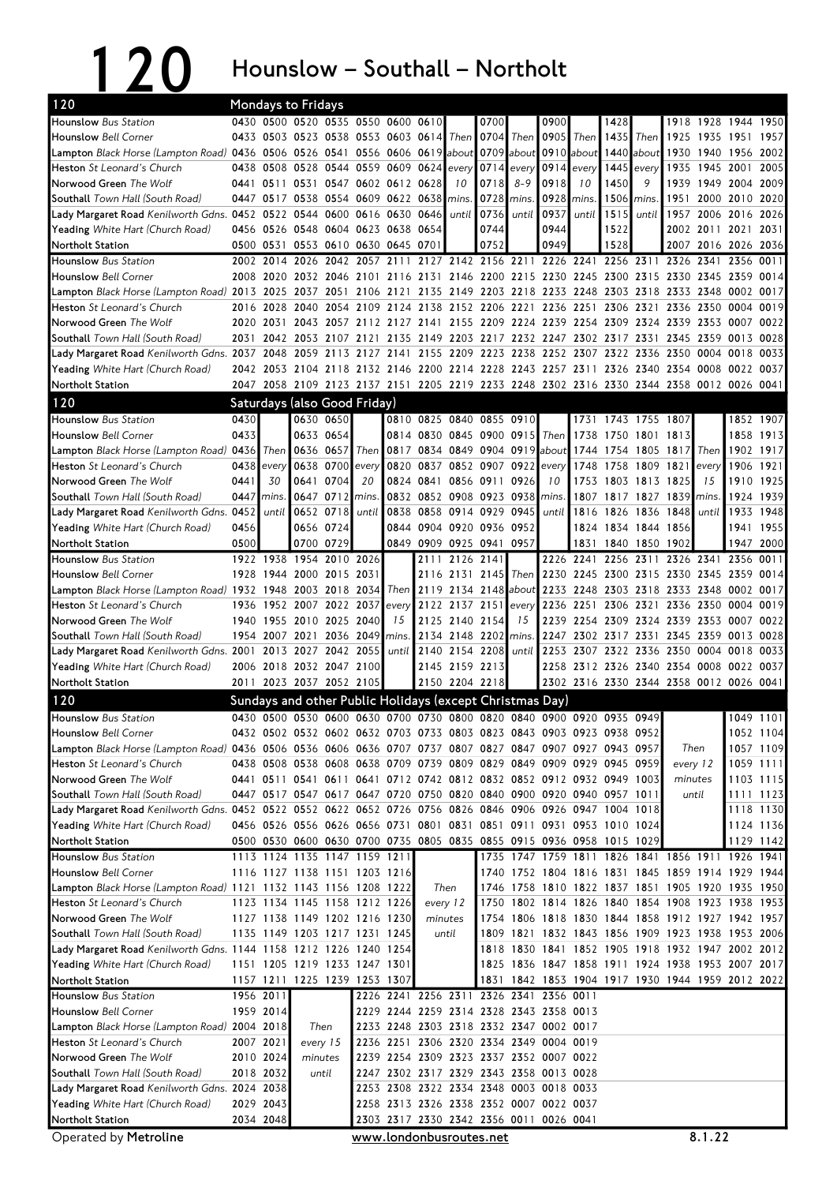# 120 Hounslow – Southall – Northolt

## Mondays to Fridays

| 120 | | | | | | | | | | | | | | | | | | | |
|---|---|---|---|---|---|---|---|---|---|---|---|---|---|---|---|---|---|---|---|
| **Hounslow** *Bus Station* | 0430 | 0500 | 0520 | 0535 | 0550 | 0600 | 0610 | | 0700 | | 0900 | | 1428 | | 1918 | 1928 | 1944 | 1950 |
| **Hounslow** *Bell Corner* | 0433 | 0503 | 0523 | 0538 | 0553 | 0603 | 0614 | Then | 0704 | Then | 0905 | Then | 1435 | Then | 1925 | 1935 | 1951 | 1957 |
| **Lampton** *Black Horse (Lampton Road)* | 0436 | 0506 | 0526 | 0541 | 0556 | 0606 | 0619 | about | 0709 | about | 0910 | about | 1440 | about | 1930 | 1940 | 1956 | 2002 |
| **Heston** *St Leonard's Church* | 0438 | 0508 | 0528 | 0544 | 0559 | 0609 | 0624 | every | 0714 | every | 0914 | every | 1445 | every | 1935 | 1945 | 2001 | 2005 |
| **Norwood Green** *The Wolf* | 0441 | 0511 | 0531 | 0547 | 0602 | 0612 | 0628 | 10 | 0718 | 8-9 | 0918 | 10 | 1450 | 9 | 1939 | 1949 | 2004 | 2009 |
| **Southall** *Town Hall (South Road)* | 0447 | 0517 | 0538 | 0554 | 0609 | 0622 | 0638 | mins. | 0728 | mins. | 0928 | mins. | 1506 | mins. | 1951 | 2000 | 2010 | 2020 |
| **Lady Margaret Road** *Kenilworth Gdns.* | 0452 | 0522 | 0544 | 0600 | 0616 | 0630 | 0646 | until | 0736 | until | 0937 | until | 1515 | until | 1957 | 2006 | 2016 | 2026 |
| **Yeading** *White Hart (Church Road)* | 0456 | 0526 | 0548 | 0604 | 0623 | 0638 | 0654 | | 0744 | | 0944 | | 1522 | | 2002 | 2011 | 2021 | 2031 |
| **Northolt Station** | 0500 | 0531 | 0553 | 0610 | 0630 | 0645 | 0701 | | 0752 | | 0949 | | 1528 | | 2007 | 2016 | 2026 | 2036 |

| | | | | | | | | | | | | | | | | | | |
|---|---|---|---|---|---|---|---|---|---|---|---|---|---|---|---|---|---|---|
| **Hounslow** *Bus Station* | 2002 | 2014 | 2026 | 2042 | 2057 | 2111 | 2127 | 2142 | 2156 | 2211 | 2226 | 2241 | 2256 | 2311 | 2326 | 2341 | 2356 | 0011 |
| **Hounslow** *Bell Corner* | 2008 | 2020 | 2032 | 2046 | 2101 | 2116 | 2131 | 2146 | 2200 | 2215 | 2230 | 2245 | 2300 | 2315 | 2330 | 2345 | 2359 | 0014 |
| **Lampton** *Black Horse (Lampton Road)* | 2013 | 2025 | 2037 | 2051 | 2106 | 2121 | 2135 | 2149 | 2203 | 2218 | 2233 | 2248 | 2303 | 2318 | 2333 | 2348 | 0002 | 0017 |
| **Heston** *St Leonard's Church* | 2016 | 2028 | 2040 | 2054 | 2109 | 2124 | 2138 | 2152 | 2206 | 2221 | 2236 | 2251 | 2306 | 2321 | 2336 | 2350 | 0004 | 0019 |
| **Norwood Green** *The Wolf* | 2020 | 2031 | 2043 | 2057 | 2112 | 2127 | 2141 | 2155 | 2209 | 2224 | 2239 | 2254 | 2309 | 2324 | 2339 | 2353 | 0007 | 0022 |
| **Southall** *Town Hall (South Road)* | 2031 | 2042 | 2053 | 2107 | 2121 | 2135 | 2149 | 2203 | 2217 | 2232 | 2247 | 2302 | 2317 | 2331 | 2345 | 2359 | 0013 | 0028 |
| **Lady Margaret Road** *Kenilworth Gdns.* | 2037 | 2048 | 2059 | 2113 | 2127 | 2141 | 2155 | 2209 | 2223 | 2238 | 2252 | 2307 | 2322 | 2336 | 2350 | 0004 | 0018 | 0033 |
| **Yeading** *White Hart (Church Road)* | 2042 | 2053 | 2104 | 2118 | 2132 | 2146 | 2200 | 2214 | 2228 | 2243 | 2257 | 2311 | 2326 | 2340 | 2354 | 0008 | 0022 | 0037 |
| **Northolt Station** | 2047 | 2058 | 2109 | 2123 | 2137 | 2151 | 2205 | 2219 | 2233 | 2248 | 2302 | 2316 | 2330 | 2344 | 2358 | 0012 | 0026 | 0041 |

## Saturdays (also Good Friday)

| 120 | | | | | | | | | | | | | | | | | | | |
|---|---|---|---|---|---|---|---|---|---|---|---|---|---|---|---|---|---|---|---|
| **Hounslow** *Bus Station* | 0430 | | 0630 | 0650 | | 0810 | 0825 | 0840 | 0855 | 0910 | | 1731 | 1743 | 1755 | 1807 | | 1852 | 1907 |
| **Hounslow** *Bell Corner* | 0433 | | 0633 | 0654 | | 0814 | 0830 | 0845 | 0900 | 0915 | Then | 1738 | 1750 | 1801 | 1813 | | 1858 | 1913 |
| **Lampton** *Black Horse (Lampton Road)* | 0436 | Then | 0636 | 0657 | Then | 0817 | 0834 | 0849 | 0904 | 0919 | about | 1744 | 1754 | 1805 | 1817 | Then | 1902 | 1917 |
| **Heston** *St Leonard's Church* | 0438 | every | 0638 | 0700 | every | 0820 | 0837 | 0852 | 0907 | 0922 | every | 1748 | 1758 | 1809 | 1821 | every | 1906 | 1921 |
| **Norwood Green** *The Wolf* | 0441 | 30 | 0641 | 0704 | 20 | 0824 | 0841 | 0856 | 0911 | 0926 | 10 | 1753 | 1803 | 1813 | 1825 | 15 | 1910 | 1925 |
| **Southall** *Town Hall (South Road)* | 0447 | mins. | 0647 | 0712 | mins. | 0832 | 0852 | 0908 | 0923 | 0938 | mins. | 1807 | 1817 | 1827 | 1839 | mins. | 1924 | 1939 |
| **Lady Margaret Road** *Kenilworth Gdns.* | 0452 | until | 0652 | 0718 | until | 0838 | 0858 | 0914 | 0929 | 0945 | until | 1816 | 1826 | 1836 | 1848 | until | 1933 | 1948 |
| **Yeading** *White Hart (Church Road)* | 0456 | | 0656 | 0724 | | 0844 | 0904 | 0920 | 0936 | 0952 | | 1824 | 1834 | 1844 | 1856 | | 1941 | 1955 |
| **Northolt Station** | 0500 | | 0700 | 0729 | | 0849 | 0909 | 0925 | 0941 | 0957 | | 1831 | 1840 | 1850 | 1902 | | 1947 | 2000 |

| | | | | | | | | | | | | | | | | | | |
|---|---|---|---|---|---|---|---|---|---|---|---|---|---|---|---|---|---|---|
| **Hounslow** *Bus Station* | 1922 | 1938 | 1954 | 2010 | 2026 | | 2111 | 2126 | 2141 | | 2226 | 2241 | 2256 | 2311 | 2326 | 2341 | 2356 | 0011 |
| **Hounslow** *Bell Corner* | 1928 | 1944 | 2000 | 2015 | 2031 | | 2116 | 2131 | 2145 | Then | 2230 | 2245 | 2300 | 2315 | 2330 | 2345 | 2359 | 0014 |
| **Lampton** *Black Horse (Lampton Road)* | 1932 | 1948 | 2003 | 2018 | 2034 | Then | 2119 | 2134 | 2148 | about | 2233 | 2248 | 2303 | 2318 | 2333 | 2348 | 0002 | 0017 |
| **Heston** *St Leonard's Church* | 1936 | 1952 | 2007 | 2022 | 2037 | every | 2122 | 2137 | 2151 | every | 2236 | 2251 | 2306 | 2321 | 2336 | 2350 | 0004 | 0019 |
| **Norwood Green** *The Wolf* | 1940 | 1955 | 2010 | 2025 | 2040 | 15 | 2125 | 2140 | 2154 | 15 | 2239 | 2254 | 2309 | 2324 | 2339 | 2353 | 0007 | 0022 |
| **Southall** *Town Hall (South Road)* | 1954 | 2007 | 2021 | 2036 | 2049 | mins. | 2134 | 2148 | 2202 | mins. | 2247 | 2302 | 2317 | 2331 | 2345 | 2359 | 0013 | 0028 |
| **Lady Margaret Road** *Kenilworth Gdns.* | 2001 | 2013 | 2027 | 2042 | 2055 | until | 2140 | 2154 | 2208 | until | 2253 | 2307 | 2322 | 2336 | 2350 | 0004 | 0018 | 0033 |
| **Yeading** *White Hart (Church Road)* | 2006 | 2018 | 2032 | 2047 | 2100 | | 2145 | 2159 | 2213 | | 2258 | 2312 | 2326 | 2340 | 2354 | 0008 | 0022 | 0037 |
| **Northolt Station** | 2011 | 2023 | 2037 | 2052 | 2105 | | 2150 | 2204 | 2218 | | 2302 | 2316 | 2330 | 2344 | 2358 | 0012 | 0026 | 0041 |

## Sundays and other Public Holidays (except Christmas Day)

| 120 | | | | | | | | | | | | | | | | | |
|---|---|---|---|---|---|---|---|---|---|---|---|---|---|---|---|---|---|
| **Hounslow** *Bus Station* | 0430 | 0500 | 0530 | 0600 | 0630 | 0700 | 0730 | 0800 | 0820 | 0840 | 0900 | 0920 | 0935 | 0949 | | 1049 | 1101 |
| **Hounslow** *Bell Corner* | 0432 | 0502 | 0532 | 0602 | 0632 | 0703 | 0733 | 0803 | 0823 | 0843 | 0903 | 0923 | 0938 | 0952 | | 1052 | 1104 |
| **Lampton** *Black Horse (Lampton Road)* | 0436 | 0506 | 0536 | 0606 | 0636 | 0707 | 0737 | 0807 | 0827 | 0847 | 0907 | 0927 | 0943 | 0957 | Then | 1057 | 1109 |
| **Heston** *St Leonard's Church* | 0438 | 0508 | 0538 | 0608 | 0638 | 0709 | 0739 | 0809 | 0829 | 0849 | 0909 | 0929 | 0945 | 0959 | every 12 | 1059 | 1111 |
| **Norwood Green** *The Wolf* | 0441 | 0511 | 0541 | 0611 | 0641 | 0712 | 0742 | 0812 | 0832 | 0852 | 0912 | 0932 | 0949 | 1003 | minutes | 1103 | 1115 |
| **Southall** *Town Hall (South Road)* | 0447 | 0517 | 0547 | 0617 | 0647 | 0720 | 0750 | 0820 | 0840 | 0900 | 0920 | 0940 | 0957 | 1011 | until | 1111 | 1123 |
| **Lady Margaret Road** *Kenilworth Gdns.* | 0452 | 0522 | 0552 | 0622 | 0652 | 0726 | 0756 | 0826 | 0846 | 0906 | 0926 | 0947 | 1004 | 1018 | | 1118 | 1130 |
| **Yeading** *White Hart (Church Road)* | 0456 | 0526 | 0556 | 0626 | 0656 | 0731 | 0801 | 0831 | 0851 | 0911 | 0931 | 0953 | 1010 | 1024 | | 1124 | 1136 |
| **Northolt Station** | 0500 | 0530 | 0600 | 0630 | 0700 | 0735 | 0805 | 0835 | 0855 | 0915 | 0936 | 0958 | 1015 | 1029 | | 1129 | 1142 |

| | | | | | | | | | | | | | | | | | |
|---|---|---|---|---|---|---|---|---|---|---|---|---|---|---|---|---|---|
| **Hounslow** *Bus Station* | 1113 | 1124 | 1135 | 1147 | 1159 | 1211 | | 1735 | 1747 | 1759 | 1811 | 1826 | 1841 | 1856 | 1911 | 1926 | 1941 |
| **Hounslow** *Bell Corner* | 1116 | 1127 | 1138 | 1151 | 1203 | 1216 | | 1740 | 1752 | 1804 | 1816 | 1831 | 1845 | 1859 | 1914 | 1929 | 1944 |
| **Lampton** *Black Horse (Lampton Road)* | 1121 | 1132 | 1143 | 1156 | 1208 | 1222 | Then | 1746 | 1758 | 1810 | 1822 | 1837 | 1851 | 1905 | 1920 | 1935 | 1950 |
| **Heston** *St Leonard's Church* | 1123 | 1134 | 1145 | 1158 | 1212 | 1226 | every 12 | 1750 | 1802 | 1814 | 1826 | 1840 | 1854 | 1908 | 1923 | 1938 | 1953 |
| **Norwood Green** *The Wolf* | 1127 | 1138 | 1149 | 1202 | 1216 | 1230 | minutes | 1754 | 1806 | 1818 | 1830 | 1844 | 1858 | 1912 | 1927 | 1942 | 1957 |
| **Southall** *Town Hall (South Road)* | 1135 | 1149 | 1203 | 1217 | 1231 | 1245 | until | 1809 | 1821 | 1832 | 1843 | 1856 | 1909 | 1923 | 1938 | 1953 | 2006 |
| **Lady Margaret Road** *Kenilworth Gdns.* | 1144 | 1158 | 1212 | 1226 | 1240 | 1254 | | 1818 | 1830 | 1841 | 1852 | 1905 | 1918 | 1932 | 1947 | 2002 | 2012 |
| **Yeading** *White Hart (Church Road)* | 1151 | 1205 | 1219 | 1233 | 1247 | 1301 | | 1825 | 1836 | 1847 | 1858 | 1911 | 1924 | 1938 | 1953 | 2007 | 2017 |
| **Northolt Station** | 1157 | 1211 | 1225 | 1239 | 1253 | 1307 | | 1831 | 1842 | 1853 | 1904 | 1917 | 1930 | 1944 | 1959 | 2012 | 2022 |

| | | | | | | | | | | | |
|---|---|---|---|---|---|---|---|---|---|---|---|
| **Hounslow** *Bus Station* | 1956 | 2011 | | 2226 | 2241 | 2256 | 2311 | 2326 | 2341 | 2356 | 0011 |
| **Hounslow** *Bell Corner* | 1959 | 2014 | | 2229 | 2244 | 2259 | 2314 | 2328 | 2343 | 2358 | 0013 |
| **Lampton** *Black Horse (Lampton Road)* | 2004 | 2018 | Then | 2233 | 2248 | 2303 | 2318 | 2332 | 2347 | 0002 | 0017 |
| **Heston** *St Leonard's Church* | 2007 | 2021 | every 15 | 2236 | 2251 | 2306 | 2320 | 2334 | 2349 | 0004 | 0019 |
| **Norwood Green** *The Wolf* | 2010 | 2024 | minutes | 2239 | 2254 | 2309 | 2323 | 2337 | 2352 | 0007 | 0022 |
| **Southall** *Town Hall (South Road)* | 2018 | 2032 | until | 2247 | 2302 | 2317 | 2329 | 2343 | 2358 | 0013 | 0028 |
| **Lady Margaret Road** *Kenilworth Gdns.* | 2024 | 2038 | | 2253 | 2308 | 2322 | 2334 | 2348 | 0003 | 0018 | 0033 |
| **Yeading** *White Hart (Church Road)* | 2029 | 2043 | | 2258 | 2313 | 2326 | 2338 | 2352 | 0007 | 0022 | 0037 |
| **Northolt Station** | 2034 | 2048 | | 2303 | 2317 | 2330 | 2342 | 2356 | 0011 | 0026 | 0041 |

Operated by **Metroline**    www.londonbusroutes.net    8.1.22